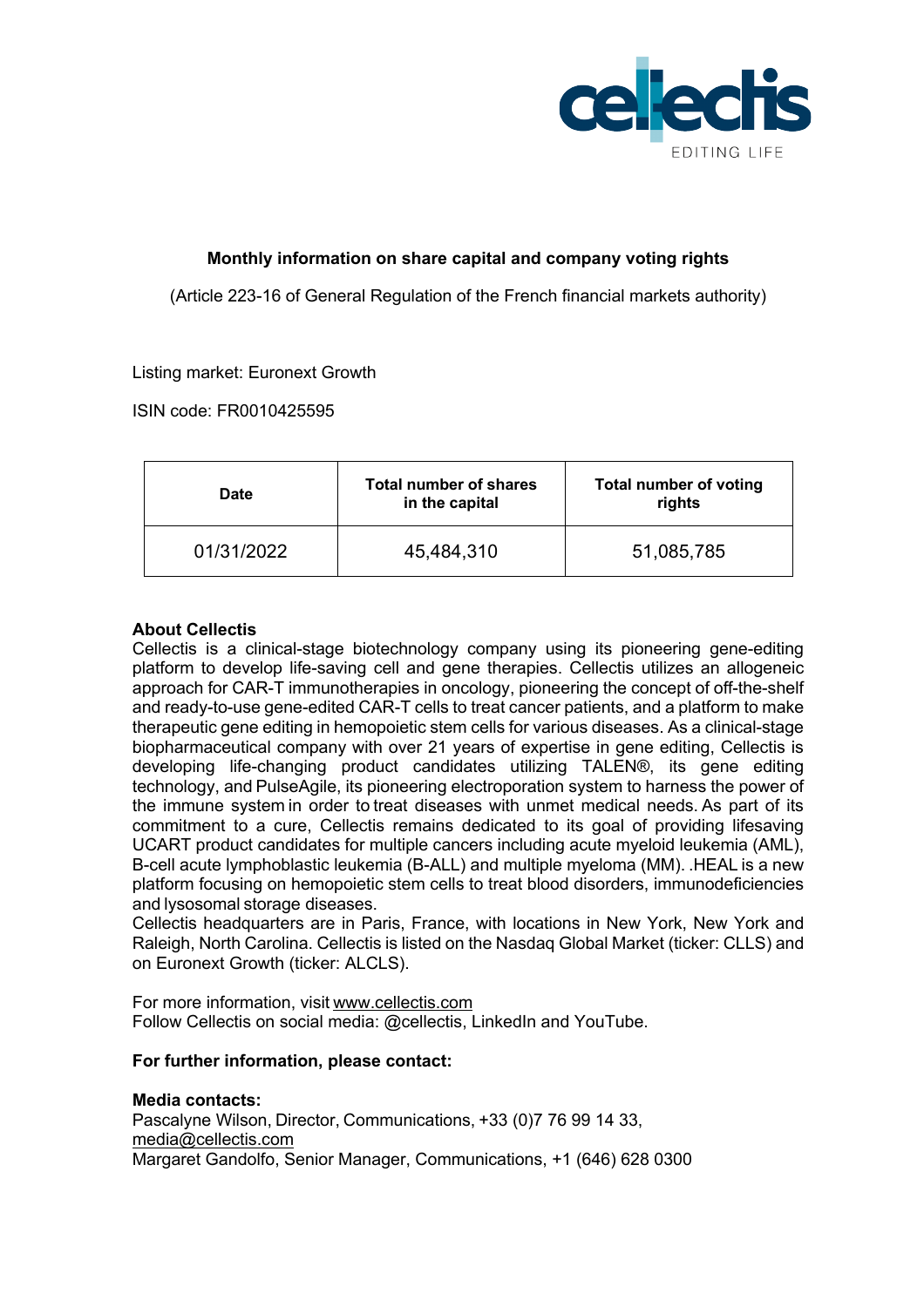**Monthly information on share capital and company voting rights**

(Article 223-16 of General Regulation of the French financial markets authority)

Listing market: Euronext Growth

ISIN code: FR0010425595

| Date | Total number of shares in the capital | Total number of voting rights |
|---|---|---|
| 01/31/2022 | 45,484,310 | 51,085,785 |

**About Cellectis**

Cellectis is a clinical-stage biotechnology company using its pioneering gene-editing platform to develop life-saving cell and gene therapies. Cellectis utilizes an allogeneic approach for CAR-T immunotherapies in oncology, pioneering the concept of off-the-shelf and ready-to-use gene-edited CAR-T cells to treat cancer patients, and a platform to make therapeutic gene editing in hemopoietic stem cells for various diseases. As a clinical-stage biopharmaceutical company with over 21 years of expertise in gene editing, Cellectis is developing life-changing product candidates utilizing TALEN®, its gene editing technology, and PulseAgile, its pioneering electroporation system to harness the power of the immune system in order to treat diseases with unmet medical needs. As part of its commitment to a cure, Cellectis remains dedicated to its goal of providing lifesaving UCART product candidates for multiple cancers including acute myeloid leukemia (AML), B-cell acute lymphoblastic leukemia (B-ALL) and multiple myeloma (MM). .HEAL is a new platform focusing on hemopoietic stem cells to treat blood disorders, immunodeficiencies and lysosomal storage diseases.

Cellectis headquarters are in Paris, France, with locations in New York, New York and Raleigh, North Carolina. Cellectis is listed on the Nasdaq Global Market (ticker: CLLS) and on Euronext Growth (ticker: ALCLS).

For more information, visit www.cellectis.com

Follow Cellectis on social media: @cellectis, LinkedIn and YouTube.

**For further information, please contact:**

**Media contacts:**

Pascalyne Wilson, Director, Communications, +33 (0)7 76 99 14 33, media@cellectis.com

Margaret Gandolfo, Senior Manager, Communications, +1 (646) 628 0300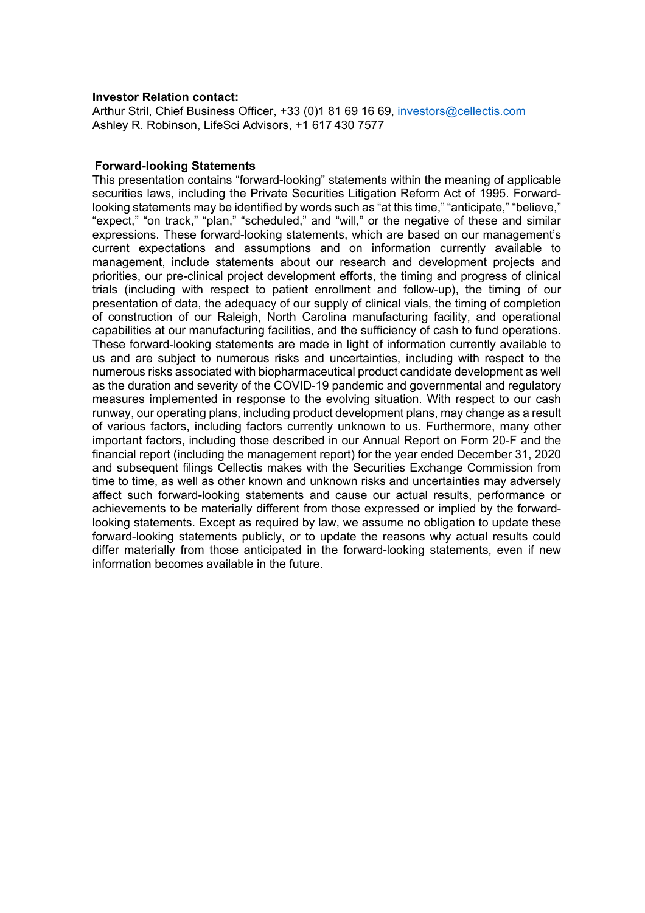**Investor Relation contact:**
Arthur Stril, Chief Business Officer, +33 (0)1 81 69 16 69, investors@cellectis.com
Ashley R. Robinson, LifeSci Advisors, +1 617 430 7577

**Forward-looking Statements**

This presentation contains "forward-looking" statements within the meaning of applicable securities laws, including the Private Securities Litigation Reform Act of 1995. Forward-looking statements may be identified by words such as "at this time," "anticipate," "believe," "expect," "on track," "plan," "scheduled," and "will," or the negative of these and similar expressions. These forward-looking statements, which are based on our management's current expectations and assumptions and on information currently available to management, include statements about our research and development projects and priorities, our pre-clinical project development efforts, the timing and progress of clinical trials (including with respect to patient enrollment and follow-up), the timing of our presentation of data, the adequacy of our supply of clinical vials, the timing of completion of construction of our Raleigh, North Carolina manufacturing facility, and operational capabilities at our manufacturing facilities, and the sufficiency of cash to fund operations. These forward-looking statements are made in light of information currently available to us and are subject to numerous risks and uncertainties, including with respect to the numerous risks associated with biopharmaceutical product candidate development as well as the duration and severity of the COVID-19 pandemic and governmental and regulatory measures implemented in response to the evolving situation. With respect to our cash runway, our operating plans, including product development plans, may change as a result of various factors, including factors currently unknown to us. Furthermore, many other important factors, including those described in our Annual Report on Form 20-F and the financial report (including the management report) for the year ended December 31, 2020 and subsequent filings Cellectis makes with the Securities Exchange Commission from time to time, as well as other known and unknown risks and uncertainties may adversely affect such forward-looking statements and cause our actual results, performance or achievements to be materially different from those expressed or implied by the forward-looking statements. Except as required by law, we assume no obligation to update these forward-looking statements publicly, or to update the reasons why actual results could differ materially from those anticipated in the forward-looking statements, even if new information becomes available in the future.